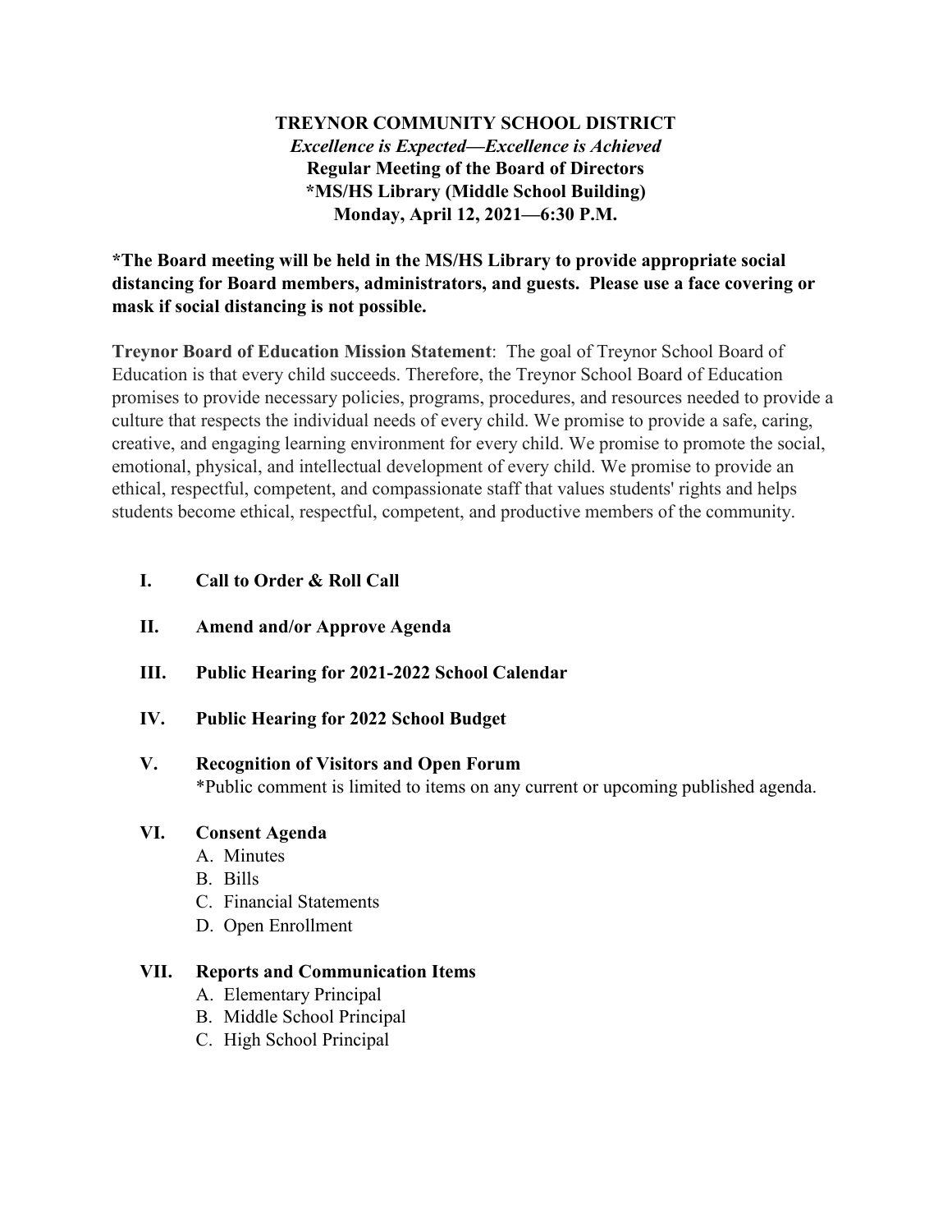**TREYNOR COMMUNITY SCHOOL DISTRICT**
***Excellence is Expected—Excellence is Achieved***
**Regular Meeting of the Board of Directors**
***MS/HS Library (Middle School Building)**
**Monday, April 12, 2021—6:30 P.M.**

**\*The Board meeting will be held in the MS/HS Library to provide appropriate social distancing for Board members, administrators, and guests. Please use a face covering or mask if social distancing is not possible.**

**Treynor Board of Education Mission Statement**: The goal of Treynor School Board of Education is that every child succeeds. Therefore, the Treynor School Board of Education promises to provide necessary policies, programs, procedures, and resources needed to provide a culture that respects the individual needs of every child. We promise to provide a safe, caring, creative, and engaging learning environment for every child. We promise to promote the social, emotional, physical, and intellectual development of every child. We promise to provide an ethical, respectful, competent, and compassionate staff that values students' rights and helps students become ethical, respectful, competent, and productive members of the community.

**I. Call to Order & Roll Call**

**II. Amend and/or Approve Agenda**

**III. Public Hearing for 2021-2022 School Calendar**

**IV. Public Hearing for 2022 School Budget**

**V. Recognition of Visitors and Open Forum**
*Public comment is limited to items on any current or upcoming published agenda.

**VI. Consent Agenda**
- A. Minutes
- B. Bills
- C. Financial Statements
- D. Open Enrollment

**VII. Reports and Communication Items**
- A. Elementary Principal
- B. Middle School Principal
- C. High School Principal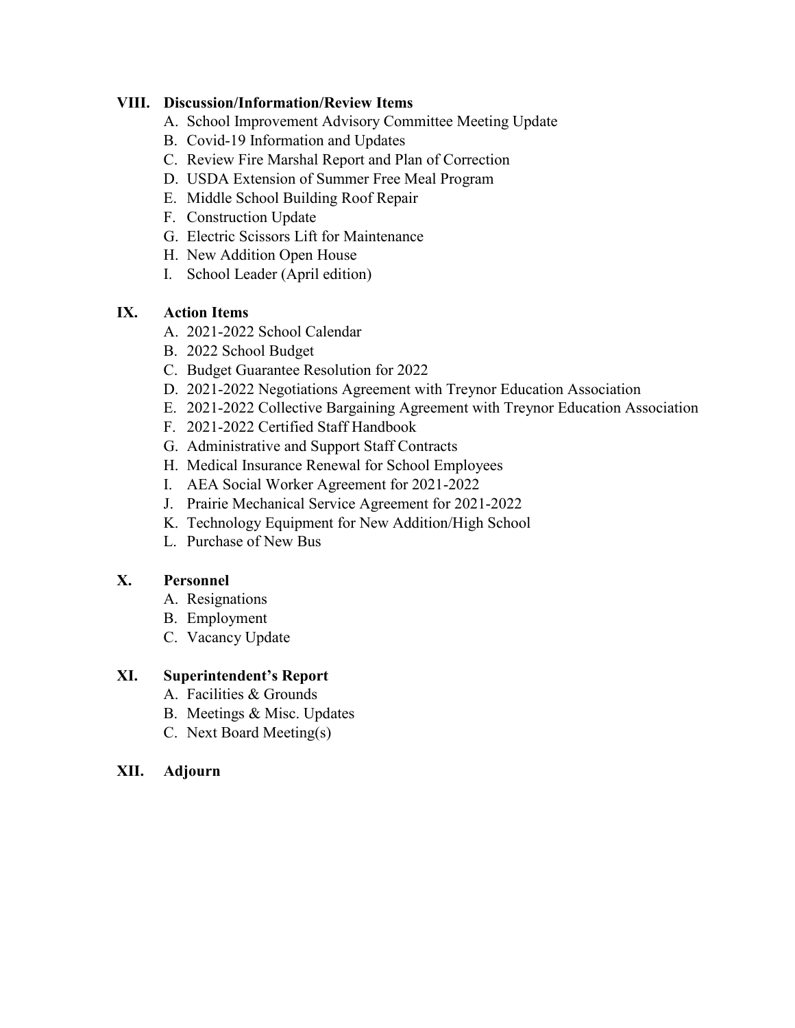## VIII. Discussion/Information/Review Items

A. School Improvement Advisory Committee Meeting Update
B. Covid-19 Information and Updates
C. Review Fire Marshal Report and Plan of Correction
D. USDA Extension of Summer Free Meal Program
E. Middle School Building Roof Repair
F. Construction Update
G. Electric Scissors Lift for Maintenance
H. New Addition Open House
I. School Leader (April edition)

## IX. Action Items

A. 2021-2022 School Calendar
B. 2022 School Budget
C. Budget Guarantee Resolution for 2022
D. 2021-2022 Negotiations Agreement with Treynor Education Association
E. 2021-2022 Collective Bargaining Agreement with Treynor Education Association
F. 2021-2022 Certified Staff Handbook
G. Administrative and Support Staff Contracts
H. Medical Insurance Renewal for School Employees
I. AEA Social Worker Agreement for 2021-2022
J. Prairie Mechanical Service Agreement for 2021-2022
K. Technology Equipment for New Addition/High School
L. Purchase of New Bus

## X. Personnel

A. Resignations
B. Employment
C. Vacancy Update

## XI. Superintendent's Report

A. Facilities & Grounds
B. Meetings & Misc. Updates
C. Next Board Meeting(s)

## XII. Adjourn